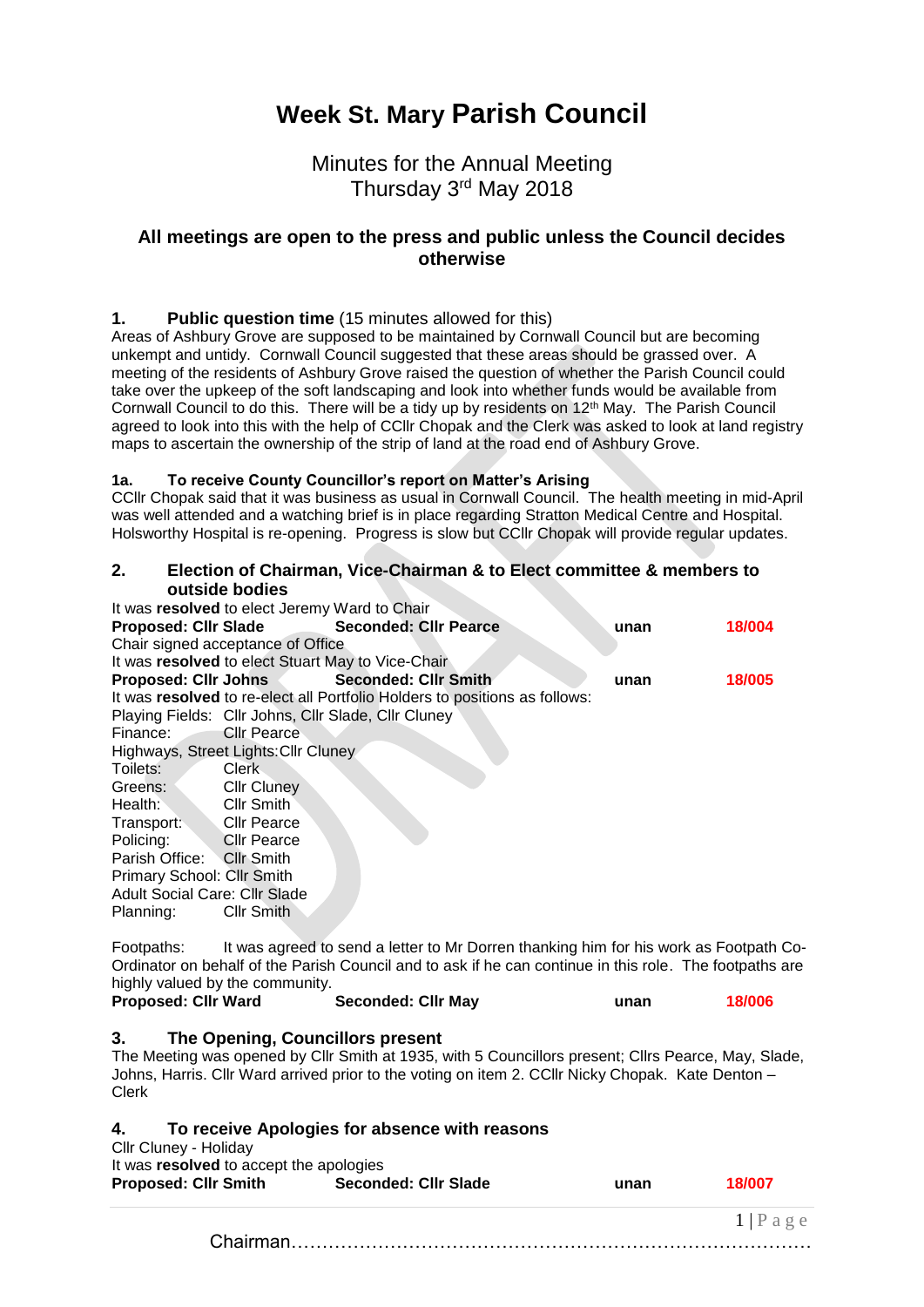# Week St. Mary Parish Council

## Minutes for the Annual Meeting
## Thursday 3rd May 2018

### All meetings are open to the press and public unless the Council decides otherwise

**1. Public question time** (15 minutes allowed for this)

Areas of Ashbury Grove are supposed to be maintained by Cornwall Council but are becoming unkempt and untidy. Cornwall Council suggested that these areas should be grassed over. A meeting of the residents of Ashbury Grove raised the question of whether the Parish Council could take over the upkeep of the soft landscaping and look into whether funds would be available from Cornwall Council to do this. There will be a tidy up by residents on 12th May. The Parish Council agreed to look into this with the help of CCllr Chopak and the Clerk was asked to look at land registry maps to ascertain the ownership of the strip of land at the road end of Ashbury Grove.

**1a. To receive County Councillor's report on Matter's Arising**

CCllr Chopak said that it was business as usual in Cornwall Council. The health meeting in mid-April was well attended and a watching brief is in place regarding Stratton Medical Centre and Hospital. Holsworthy Hospital is re-opening. Progress is slow but CCllr Chopak will provide regular updates.

**2. Election of Chairman, Vice-Chairman & to Elect committee & members to outside bodies**

It was **resolved** to elect Jeremy Ward to Chair

| **Proposed: Cllr Slade** | **Seconded: Cllr Pearce** | **unan** | **18/004** |
|---|---|---|---|

Chair signed acceptance of Office

It was **resolved** to elect Stuart May to Vice-Chair

| **Proposed: Cllr Johns** | **Seconded: Cllr Smith** | **unan** | **18/005** |
|---|---|---|---|

It was **resolved** to re-elect all Portfolio Holders to positions as follows:

Playing Fields: Cllr Johns, Cllr Slade, Cllr Cluney
Finance: Cllr Pearce
Highways, Street Lights: Cllr Cluney
Toilets: Clerk
Greens: Cllr Cluney
Health: Cllr Smith
Transport: Cllr Pearce
Policing: Cllr Pearce
Parish Office: Cllr Smith
Primary School: Cllr Smith
Adult Social Care: Cllr Slade
Planning: Cllr Smith

Footpaths: It was agreed to send a letter to Mr Dorren thanking him for his work as Footpath Co-Ordinator on behalf of the Parish Council and to ask if he can continue in this role. The footpaths are highly valued by the community.

| **Proposed: Cllr Ward** | **Seconded: Cllr May** | **unan** | **18/006** |
|---|---|---|---|

**3. The Opening, Councillors present**

The Meeting was opened by Cllr Smith at 1935, with 5 Councillors present; Cllrs Pearce, May, Slade, Johns, Harris. Cllr Ward arrived prior to the voting on item 2. CCllr Nicky Chopak. Kate Denton – Clerk

**4. To receive Apologies for absence with reasons**

Cllr Cluney - Holiday

It was **resolved** to accept the apologies

| **Proposed: Cllr Smith** | **Seconded: Cllr Slade** | **unan** | **18/007** |
|---|---|---|---|

Chairman……………………………………………………………………………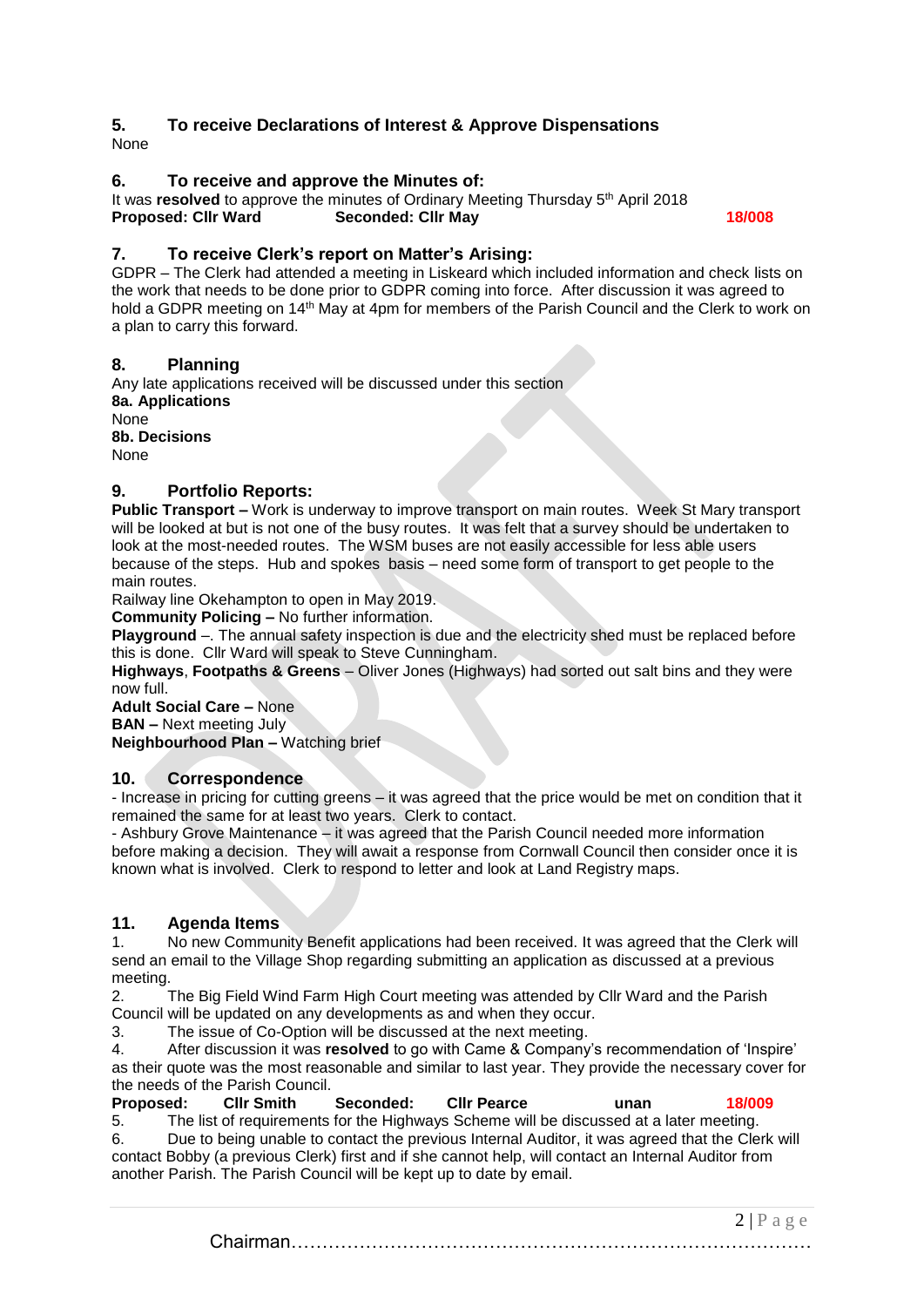## 5. To receive Declarations of Interest & Approve Dispensations

None

## 6. To receive and approve the Minutes of:

It was **resolved** to approve the minutes of Ordinary Meeting Thursday 5th April 2018
**Proposed: Cllr Ward** **Seconded: Cllr May** **18/008**

## 7. To receive Clerk's report on Matter's Arising:

GDPR – The Clerk had attended a meeting in Liskeard which included information and check lists on the work that needs to be done prior to GDPR coming into force. After discussion it was agreed to hold a GDPR meeting on 14th May at 4pm for members of the Parish Council and the Clerk to work on a plan to carry this forward.

## 8. Planning

Any late applications received will be discussed under this section

**8a. Applications**

None

**8b. Decisions**

None

## 9. Portfolio Reports:

**Public Transport –** Work is underway to improve transport on main routes. Week St Mary transport will be looked at but is not one of the busy routes. It was felt that a survey should be undertaken to look at the most-needed routes. The WSM buses are not easily accessible for less able users because of the steps. Hub and spokes basis – need some form of transport to get people to the main routes.

Railway line Okehampton to open in May 2019.

**Community Policing –** No further information.

**Playground** –. The annual safety inspection is due and the electricity shed must be replaced before this is done. Cllr Ward will speak to Steve Cunningham.

**Highways**, **Footpaths & Greens** – Oliver Jones (Highways) had sorted out salt bins and they were now full.

**Adult Social Care –** None

**BAN –** Next meeting July

**Neighbourhood Plan –** Watching brief

## 10. Correspondence

- Increase in pricing for cutting greens – it was agreed that the price would be met on condition that it remained the same for at least two years. Clerk to contact.
- Ashbury Grove Maintenance – it was agreed that the Parish Council needed more information before making a decision. They will await a response from Cornwall Council then consider once it is known what is involved. Clerk to respond to letter and look at Land Registry maps.

## 11. Agenda Items

1. No new Community Benefit applications had been received. It was agreed that the Clerk will send an email to the Village Shop regarding submitting an application as discussed at a previous meeting.
2. The Big Field Wind Farm High Court meeting was attended by Cllr Ward and the Parish Council will be updated on any developments as and when they occur.
3. The issue of Co-Option will be discussed at the next meeting.
4. After discussion it was **resolved** to go with Came & Company's recommendation of 'Inspire' as their quote was the most reasonable and similar to last year. They provide the necessary cover for the needs of the Parish Council.

**Proposed: Cllr Smith** **Seconded: Cllr Pearce** **unan** **18/009**

5. The list of requirements for the Highways Scheme will be discussed at a later meeting.
6. Due to being unable to contact the previous Internal Auditor, it was agreed that the Clerk will contact Bobby (a previous Clerk) first and if she cannot help, will contact an Internal Auditor from another Parish. The Parish Council will be kept up to date by email.

Chairman……………………………………………………………………………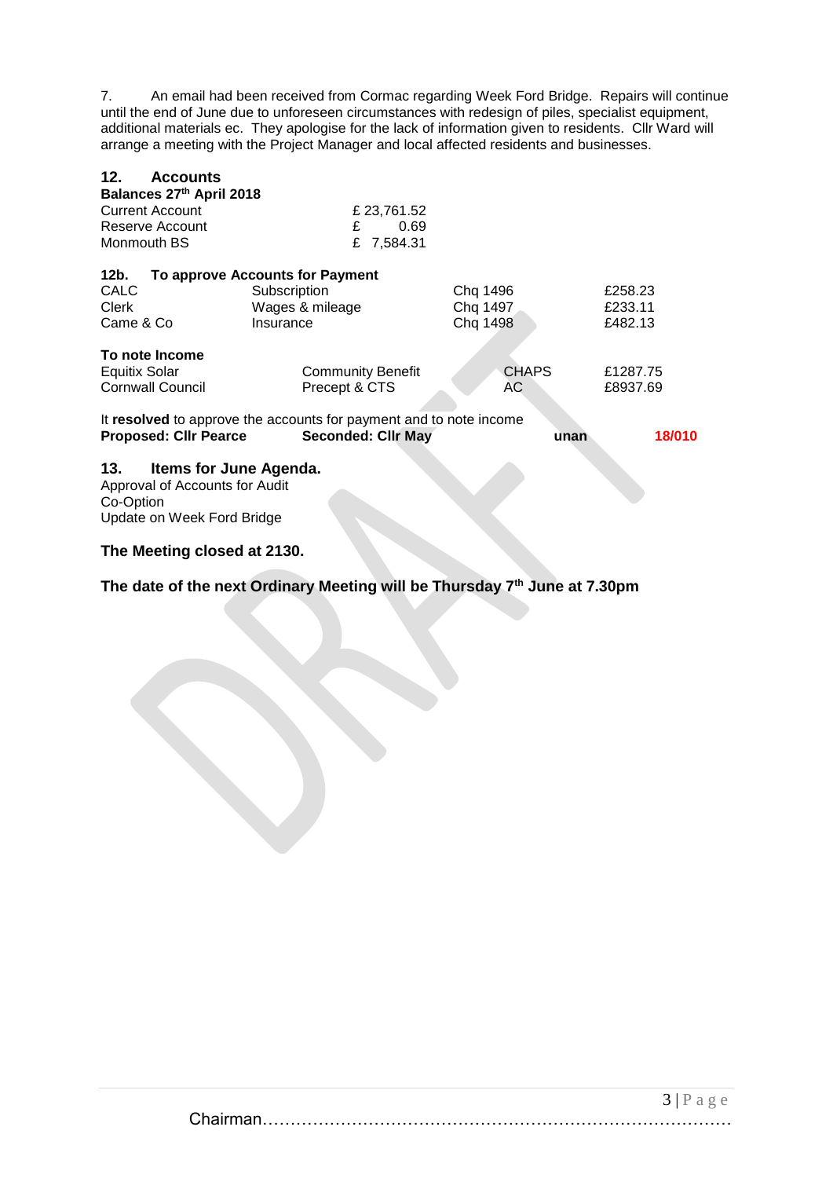7. An email had been received from Cormac regarding Week Ford Bridge. Repairs will continue until the end of June due to unforeseen circumstances with redesign of piles, specialist equipment, additional materials ec. They apologise for the lack of information given to residents. Cllr Ward will arrange a meeting with the Project Manager and local affected residents and businesses.

## 12. Accounts

**Balances 27th April 2018**

| | |
|---|---|
| Current Account | £ 23,761.52 |
| Reserve Account | £ 0.69 |
| Monmouth BS | £ 7,584.31 |

**12b. To approve Accounts for Payment**

| | | | |
|---|---|---|---|
| CALC | Subscription | Chq 1496 | £258.23 |
| Clerk | Wages & mileage | Chq 1497 | £233.11 |
| Came & Co | Insurance | Chq 1498 | £482.13 |

**To note Income**

| | | | |
|---|---|---|---|
| Equitix Solar | Community Benefit | CHAPS | £1287.75 |
| Cornwall Council | Precept & CTS | AC | £8937.69 |

It **resolved** to approve the accounts for payment and to note income

**Proposed: Cllr Pearce** **Seconded: Cllr May** **unan** **18/010**

## 13. Items for June Agenda.

Approval of Accounts for Audit
Co-Option
Update on Week Ford Bridge

**The Meeting closed at 2130.**

**The date of the next Ordinary Meeting will be Thursday 7th June at 7.30pm**

Chairman……………………………………………………………………………